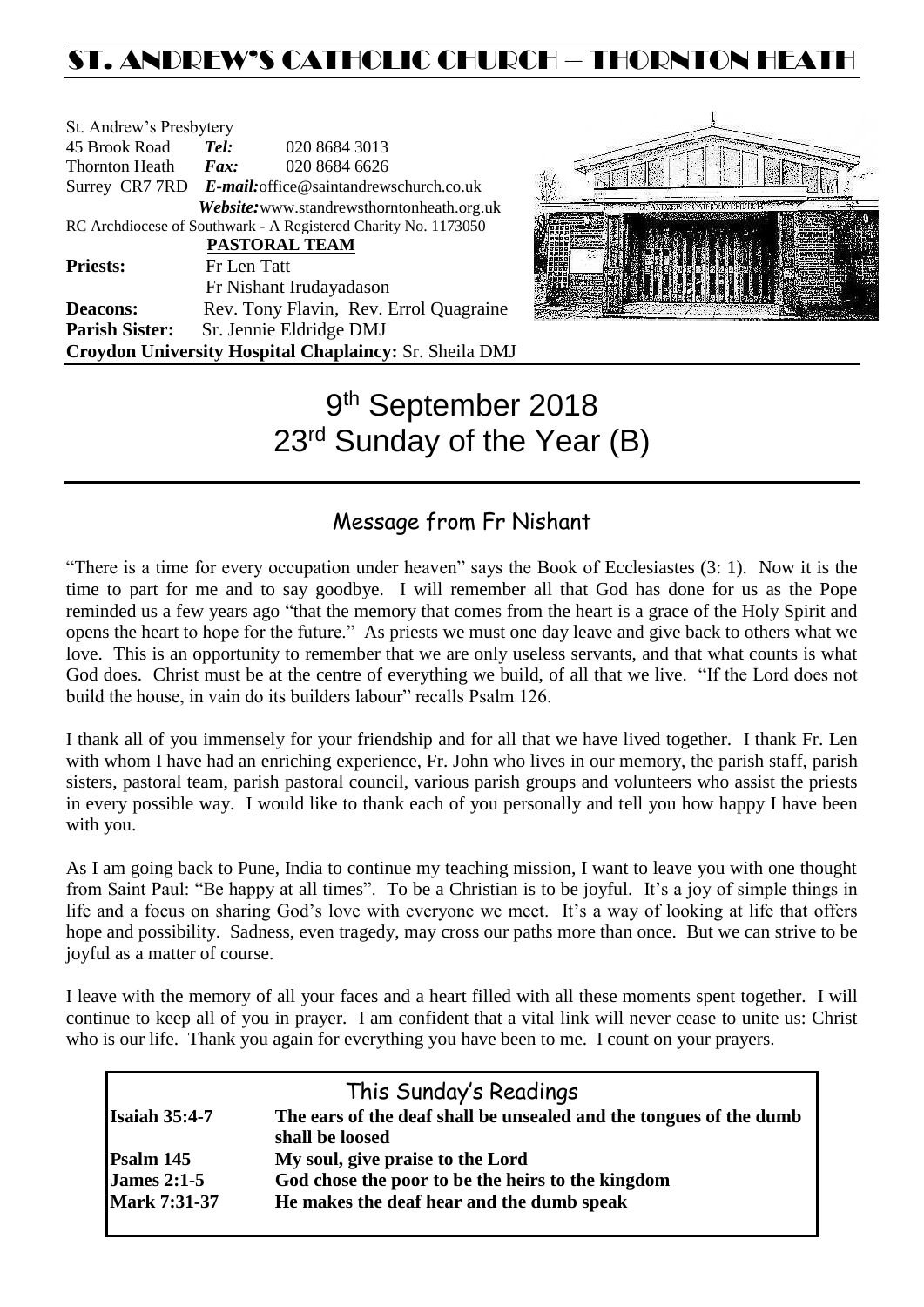# ST. ANDREW'S CATHOLIC CHURCH – THORNTON HEATH

St. Andrew's Presbytery
45 Brook Road *Tel:* 020 8684 3013
Thornton Heath *Fax:* 020 8684 6626
Surrey CR7 7RD *E-mail:* office@saintandrewschurch.co.uk
*Website:* www.standrewsthorntonheath.org.uk
RC Archdiocese of Southwark - A Registered Charity No. 1173050

**PASTORAL TEAM**

**Priests:** Fr Len Tatt
Fr Nishant Irudayadason
**Deacons:** Rev. Tony Flavin, Rev. Errol Quagraine
**Parish Sister:** Sr. Jennie Eldridge DMJ
**Croydon University Hospital Chaplaincy:** Sr. Sheila DMJ

# 9th September 2018
# 23rd Sunday of the Year (B)

## Message from Fr Nishant

"There is a time for every occupation under heaven" says the Book of Ecclesiastes (3: 1). Now it is the time to part for me and to say goodbye. I will remember all that God has done for us as the Pope reminded us a few years ago "that the memory that comes from the heart is a grace of the Holy Spirit and opens the heart to hope for the future." As priests we must one day leave and give back to others what we love. This is an opportunity to remember that we are only useless servants, and that what counts is what God does. Christ must be at the centre of everything we build, of all that we live. "If the Lord does not build the house, in vain do its builders labour" recalls Psalm 126.

I thank all of you immensely for your friendship and for all that we have lived together. I thank Fr. Len with whom I have had an enriching experience, Fr. John who lives in our memory, the parish staff, parish sisters, pastoral team, parish pastoral council, various parish groups and volunteers who assist the priests in every possible way. I would like to thank each of you personally and tell you how happy I have been with you.

As I am going back to Pune, India to continue my teaching mission, I want to leave you with one thought from Saint Paul: "Be happy at all times". To be a Christian is to be joyful. It's a joy of simple things in life and a focus on sharing God's love with everyone we meet. It's a way of looking at life that offers hope and possibility. Sadness, even tragedy, may cross our paths more than once. But we can strive to be joyful as a matter of course.

I leave with the memory of all your faces and a heart filled with all these moments spent together. I will continue to keep all of you in prayer. I am confident that a vital link will never cease to unite us: Christ who is our life. Thank you again for everything you have been to me. I count on your prayers.

## This Sunday's Readings

| | |
|---|---|
| **Isaiah 35:4-7** | **The ears of the deaf shall be unsealed and the tongues of the dumb shall be loosed** |
| **Psalm 145** | **My soul, give praise to the Lord** |
| **James 2:1-5** | **God chose the poor to be the heirs to the kingdom** |
| **Mark 7:31-37** | **He makes the deaf hear and the dumb speak** |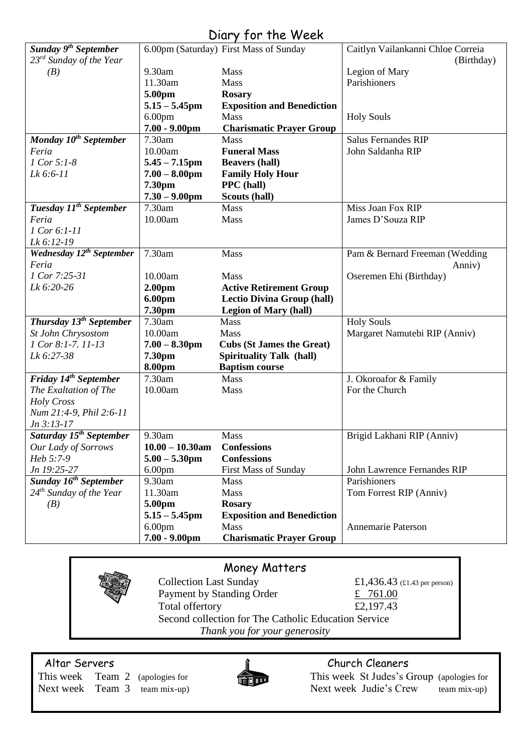# Diary for the Week

| Day | Time | Event | Intention |
|---|---|---|---|
| ***Sunday 9th September*** *23rd Sunday of the Year (B)* | 6.00pm (Saturday) | First Mass of Sunday | Caitlyn Vailankanni Chloe Correia (Birthday) |
| | 9.30am | Mass | Legion of Mary |
| | 11.30am | Mass | Parishioners |
| | **5.00pm** | **Rosary** | |
| | **5.15 – 5.45pm** | **Exposition and Benediction** | |
| | 6.00pm | Mass | Holy Souls |
| | **7.00 - 9.00pm** | **Charismatic Prayer Group** | |
| ***Monday 10th September*** *Feria* *1 Cor 5:1-8* *Lk 6:6-11* | 7.30am | Mass | Salus Fernandes RIP |
| | 10.00am | **Funeral Mass** | John Saldanha RIP |
| | **5.45 – 7.15pm** | **Beavers (hall)** | |
| | **7.00 – 8.00pm** | **Family Holy Hour** | |
| | **7.30pm** | **PPC (hall)** | |
| | **7.30 – 9.00pm** | **Scouts (hall)** | |
| ***Tuesday 11th September*** *Feria* *1 Cor 6:1-11* *Lk 6:12-19* | 7.30am | Mass | Miss Joan Fox RIP |
| | 10.00am | Mass | James D'Souza RIP |
| ***Wednesday 12th September*** *Feria* *1 Cor 7:25-31* *Lk 6:20-26* | 7.30am | Mass | Pam & Bernard Freeman (Wedding Anniv) |
| | 10.00am | Mass | Oseremen Ehi (Birthday) |
| | **2.00pm** | **Active Retirement Group** | |
| | **6.00pm** | **Lectio Divina Group (hall)** | |
| | **7.30pm** | **Legion of Mary (hall)** | |
| ***Thursday 13th September*** *St John Chrysostom* *1 Cor 8:1-7. 11-13* *Lk 6:27-38* | 7.30am | Mass | Holy Souls |
| | 10.00am | Mass | Margaret Namutebi RIP (Anniv) |
| | **7.00 – 8.30pm** | **Cubs (St James the Great)** | |
| | **7.30pm** | **Spirituality Talk (hall)** | |
| | **8.00pm** | **Baptism course** | |
| ***Friday 14th September*** *The Exaltation of The Holy Cross* *Num 21:4-9, Phil 2:6-11* *Jn 3:13-17* | 7.30am | Mass | J. Okoroafor & Family |
| | 10.00am | Mass | For the Church |
| ***Saturday 15th September*** *Our Lady of Sorrows* *Heb 5:7-9* *Jn 19:25-27* | 9.30am | Mass | Brigid Lakhani RIP (Anniv) |
| | **10.00 – 10.30am** | **Confessions** | |
| | **5.00 – 5.30pm** | **Confessions** | |
| | 6.00pm | First Mass of Sunday | John Lawrence Fernandes RIP |
| ***Sunday 16th September*** *24th Sunday of the Year (B)* | 9.30am | Mass | Parishioners |
| | 11.30am | Mass | Tom Forrest RIP (Anniv) |
| | **5.00pm** | **Rosary** | |
| | **5.15 – 5.45pm** | **Exposition and Benediction** | |
| | 6.00pm | Mass | Annemarie Paterson |
| | **7.00 - 9.00pm** | **Charismatic Prayer Group** | |

## Money Matters

| | |
|---|---|
| Collection Last Sunday | £1,436.43 (£1.43 per person) |
| Payment by Standing Order | £ 761.00 |
| Total offertory | £2,197.43 |

Second collection for The Catholic Education Service

*Thank you for your generosity*

## Altar Servers

This week Team 2 (apologies for team mix-up)
Next week Team 3

## Church Cleaners

This week St Judes's Group (apologies for team mix-up)
Next week Judie's Crew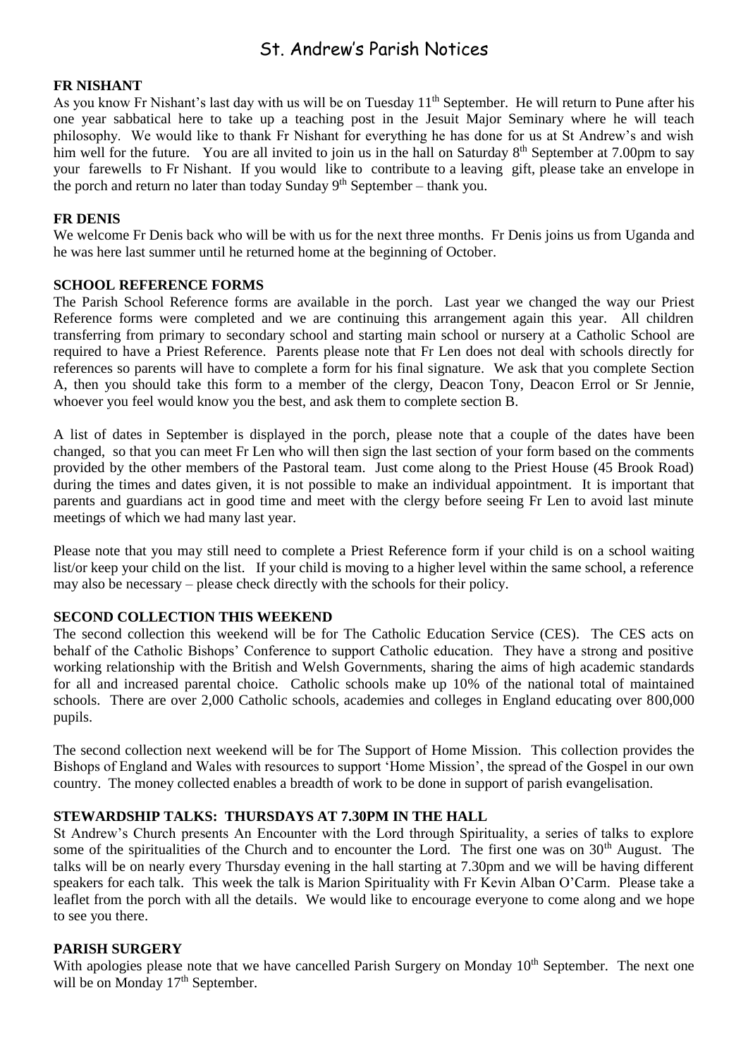# St. Andrew's Parish Notices

**FR NISHANT**

As you know Fr Nishant's last day with us will be on Tuesday 11th September. He will return to Pune after his one year sabbatical here to take up a teaching post in the Jesuit Major Seminary where he will teach philosophy. We would like to thank Fr Nishant for everything he has done for us at St Andrew's and wish him well for the future. You are all invited to join us in the hall on Saturday 8th September at 7.00pm to say your farewells to Fr Nishant. If you would like to contribute to a leaving gift, please take an envelope in the porch and return no later than today Sunday 9th September – thank you.

**FR DENIS**

We welcome Fr Denis back who will be with us for the next three months. Fr Denis joins us from Uganda and he was here last summer until he returned home at the beginning of October.

**SCHOOL REFERENCE FORMS**

The Parish School Reference forms are available in the porch. Last year we changed the way our Priest Reference forms were completed and we are continuing this arrangement again this year. All children transferring from primary to secondary school and starting main school or nursery at a Catholic School are required to have a Priest Reference. Parents please note that Fr Len does not deal with schools directly for references so parents will have to complete a form for his final signature. We ask that you complete Section A, then you should take this form to a member of the clergy, Deacon Tony, Deacon Errol or Sr Jennie, whoever you feel would know you the best, and ask them to complete section B.

A list of dates in September is displayed in the porch, please note that a couple of the dates have been changed, so that you can meet Fr Len who will then sign the last section of your form based on the comments provided by the other members of the Pastoral team. Just come along to the Priest House (45 Brook Road) during the times and dates given, it is not possible to make an individual appointment. It is important that parents and guardians act in good time and meet with the clergy before seeing Fr Len to avoid last minute meetings of which we had many last year.

Please note that you may still need to complete a Priest Reference form if your child is on a school waiting list/or keep your child on the list. If your child is moving to a higher level within the same school, a reference may also be necessary – please check directly with the schools for their policy.

**SECOND COLLECTION THIS WEEKEND**

The second collection this weekend will be for The Catholic Education Service (CES). The CES acts on behalf of the Catholic Bishops' Conference to support Catholic education. They have a strong and positive working relationship with the British and Welsh Governments, sharing the aims of high academic standards for all and increased parental choice. Catholic schools make up 10% of the national total of maintained schools. There are over 2,000 Catholic schools, academies and colleges in England educating over 800,000 pupils.

The second collection next weekend will be for The Support of Home Mission. This collection provides the Bishops of England and Wales with resources to support 'Home Mission', the spread of the Gospel in our own country. The money collected enables a breadth of work to be done in support of parish evangelisation.

**STEWARDSHIP TALKS: THURSDAYS AT 7.30PM IN THE HALL**

St Andrew's Church presents An Encounter with the Lord through Spirituality, a series of talks to explore some of the spiritualities of the Church and to encounter the Lord. The first one was on 30th August. The talks will be on nearly every Thursday evening in the hall starting at 7.30pm and we will be having different speakers for each talk. This week the talk is Marion Spirituality with Fr Kevin Alban O'Carm. Please take a leaflet from the porch with all the details. We would like to encourage everyone to come along and we hope to see you there.

**PARISH SURGERY**

With apologies please note that we have cancelled Parish Surgery on Monday 10th September. The next one will be on Monday 17th September.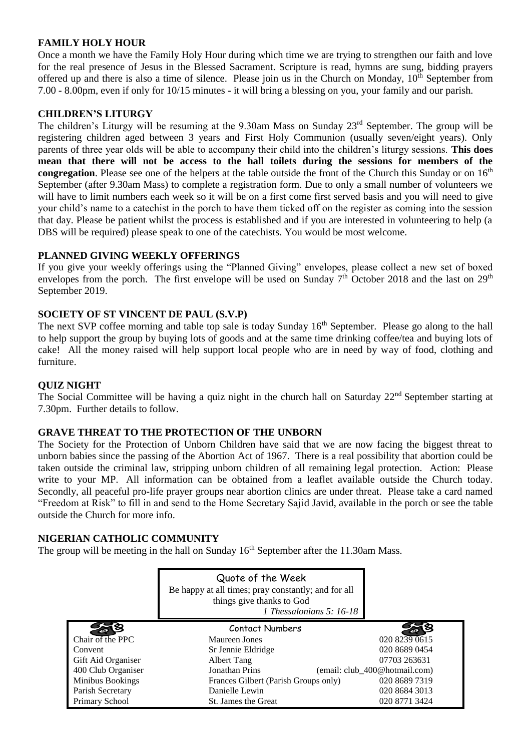## FAMILY HOLY HOUR

Once a month we have the Family Holy Hour during which time we are trying to strengthen our faith and love for the real presence of Jesus in the Blessed Sacrament. Scripture is read, hymns are sung, bidding prayers offered up and there is also a time of silence. Please join us in the Church on Monday, 10th September from 7.00 - 8.00pm, even if only for 10/15 minutes - it will bring a blessing on you, your family and our parish.

## CHILDREN'S LITURGY

The children's Liturgy will be resuming at the 9.30am Mass on Sunday 23rd September. The group will be registering children aged between 3 years and First Holy Communion (usually seven/eight years). Only parents of three year olds will be able to accompany their child into the children's liturgy sessions. **This does mean that there will not be access to the hall toilets during the sessions for members of the congregation**. Please see one of the helpers at the table outside the front of the Church this Sunday or on 16th September (after 9.30am Mass) to complete a registration form. Due to only a small number of volunteers we will have to limit numbers each week so it will be on a first come first served basis and you will need to give your child's name to a catechist in the porch to have them ticked off on the register as coming into the session that day. Please be patient whilst the process is established and if you are interested in volunteering to help (a DBS will be required) please speak to one of the catechists. You would be most welcome.

## PLANNED GIVING WEEKLY OFFERINGS

If you give your weekly offerings using the "Planned Giving" envelopes, please collect a new set of boxed envelopes from the porch. The first envelope will be used on Sunday 7th October 2018 and the last on 29th September 2019.

## SOCIETY OF ST VINCENT DE PAUL (S.V.P)

The next SVP coffee morning and table top sale is today Sunday 16th September. Please go along to the hall to help support the group by buying lots of goods and at the same time drinking coffee/tea and buying lots of cake! All the money raised will help support local people who are in need by way of food, clothing and furniture.

## QUIZ NIGHT

The Social Committee will be having a quiz night in the church hall on Saturday 22nd September starting at 7.30pm. Further details to follow.

## GRAVE THREAT TO THE PROTECTION OF THE UNBORN

The Society for the Protection of Unborn Children have said that we are now facing the biggest threat to unborn babies since the passing of the Abortion Act of 1967. There is a real possibility that abortion could be taken outside the criminal law, stripping unborn children of all remaining legal protection. Action: Please write to your MP. All information can be obtained from a leaflet available outside the Church today. Secondly, all peaceful pro-life prayer groups near abortion clinics are under threat. Please take a card named "Freedom at Risk" to fill in and send to the Home Secretary Sajid Javid, available in the porch or see the table outside the Church for more info.

## NIGERIAN CATHOLIC COMMUNITY

The group will be meeting in the hall on Sunday 16th September after the 11.30am Mass.

**Quote of the Week**

Be happy at all times; pray constantly; and for all things give thanks to God

*1 Thessalonians 5: 16-18*

**Contact Numbers**

| | | |
|---|---|---|
| Chair of the PPC | Maureen Jones | 020 8239 0615 |
| Convent | Sr Jennie Eldridge | 020 8689 0454 |
| Gift Aid Organiser | Albert Tang | 07703 263631 |
| 400 Club Organiser | Jonathan Prins | (email: club_400@hotmail.com) |
| Minibus Bookings | Frances Gilbert (Parish Groups only) | 020 8689 7319 |
| Parish Secretary | Danielle Lewin | 020 8684 3013 |
| Primary School | St. James the Great | 020 8771 3424 |